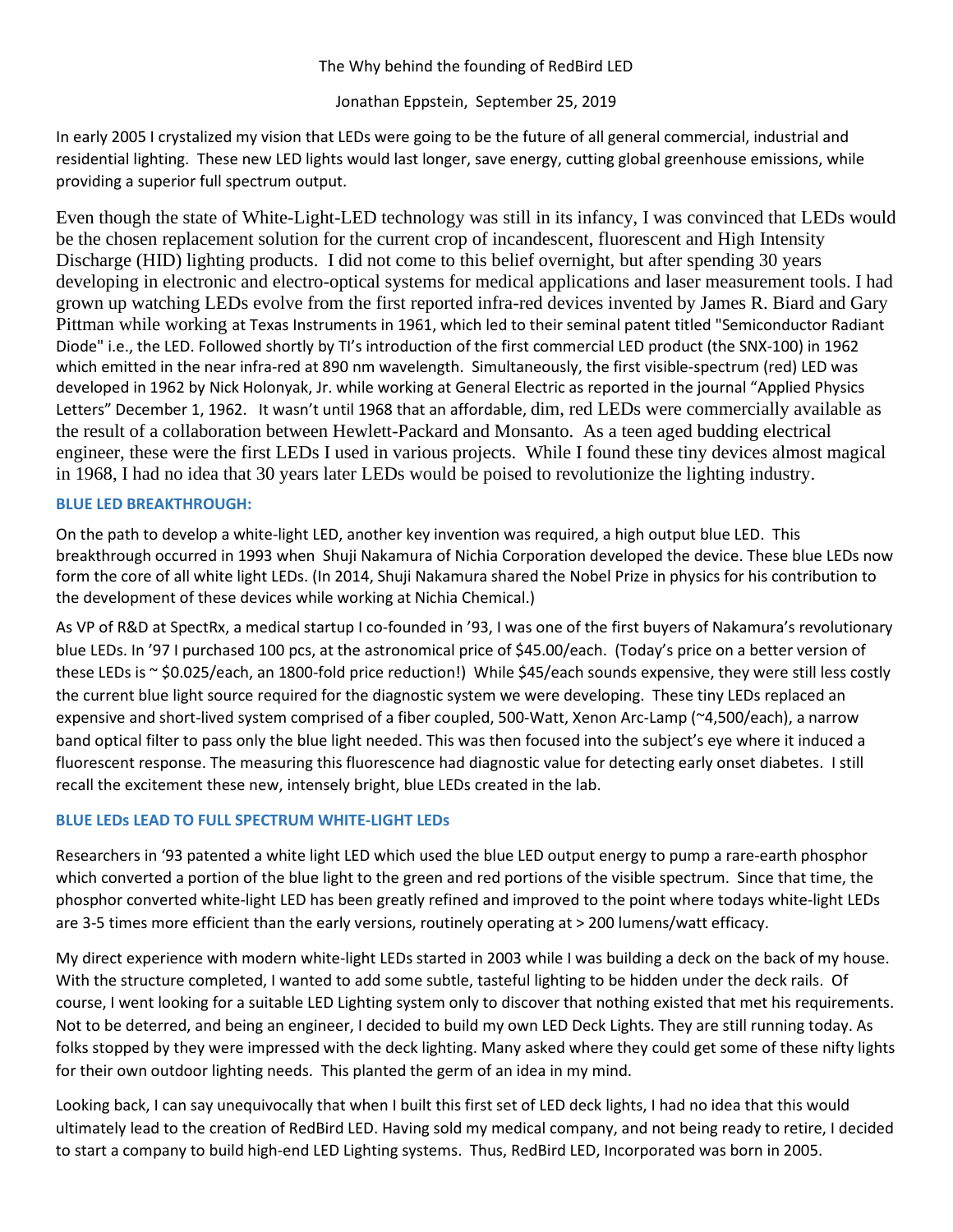The Why behind the founding of RedBird LED

Jonathan Eppstein, September 25, 2019

In early 2005 I crystalized my vision that LEDs were going to be the future of all general commercial, industrial and residential lighting. These new LED lights would last longer, save energy, cutting global greenhouse emissions, while providing a superior full spectrum output.

Even though the state of White-Light-LED technology was still in its infancy, I was convinced that LEDs would be the chosen replacement solution for the current crop of incandescent, fluorescent and High Intensity Discharge (HID) lighting products. I did not come to this belief overnight, but after spending 30 years developing in electronic and electro-optical systems for medical applications and laser measurement tools. I had grown up watching LEDs evolve from the first reported infra-red devices invented by James R. Biard and Gary Pittman while working at Texas Instruments in 1961, which led to their seminal patent titled "Semiconductor Radiant Diode" i.e., the LED. Followed shortly by TI's introduction of the first commercial LED product (the SNX-100) in 1962 which emitted in the near infra-red at 890 nm wavelength. Simultaneously, the first visible-spectrum (red) LED was developed in 1962 by Nick Holonyak, Jr. while working at General Electric as reported in the journal "Applied Physics Letters" December 1, 1962. It wasn't until 1968 that an affordable, dim, red LEDs were commercially available as the result of a collaboration between Hewlett-Packard and Monsanto. As a teen aged budding electrical engineer, these were the first LEDs I used in various projects. While I found these tiny devices almost magical in 1968, I had no idea that 30 years later LEDs would be poised to revolutionize the lighting industry.

## BLUE LED BREAKTHROUGH:

On the path to develop a white-light LED, another key invention was required, a high output blue LED. This breakthrough occurred in 1993 when Shuji Nakamura of Nichia Corporation developed the device. These blue LEDs now form the core of all white light LEDs. (In 2014, Shuji Nakamura shared the Nobel Prize in physics for his contribution to the development of these devices while working at Nichia Chemical.)

As VP of R&D at SpectRx, a medical startup I co-founded in '93, I was one of the first buyers of Nakamura's revolutionary blue LEDs. In '97 I purchased 100 pcs, at the astronomical price of $45.00/each. (Today's price on a better version of these LEDs is ~ $0.025/each, an 1800-fold price reduction!) While $45/each sounds expensive, they were still less costly the current blue light source required for the diagnostic system we were developing. These tiny LEDs replaced an expensive and short-lived system comprised of a fiber coupled, 500-Watt, Xenon Arc-Lamp (~4,500/each), a narrow band optical filter to pass only the blue light needed. This was then focused into the subject's eye where it induced a fluorescent response. The measuring this fluorescence had diagnostic value for detecting early onset diabetes. I still recall the excitement these new, intensely bright, blue LEDs created in the lab.

## BLUE LEDs LEAD TO FULL SPECTRUM WHITE-LIGHT LEDs

Researchers in '93 patented a white light LED which used the blue LED output energy to pump a rare-earth phosphor which converted a portion of the blue light to the green and red portions of the visible spectrum. Since that time, the phosphor converted white-light LED has been greatly refined and improved to the point where todays white-light LEDs are 3-5 times more efficient than the early versions, routinely operating at > 200 lumens/watt efficacy.

My direct experience with modern white-light LEDs started in 2003 while I was building a deck on the back of my house. With the structure completed, I wanted to add some subtle, tasteful lighting to be hidden under the deck rails. Of course, I went looking for a suitable LED Lighting system only to discover that nothing existed that met his requirements. Not to be deterred, and being an engineer, I decided to build my own LED Deck Lights. They are still running today. As folks stopped by they were impressed with the deck lighting. Many asked where they could get some of these nifty lights for their own outdoor lighting needs. This planted the germ of an idea in my mind.

Looking back, I can say unequivocally that when I built this first set of LED deck lights, I had no idea that this would ultimately lead to the creation of RedBird LED. Having sold my medical company, and not being ready to retire, I decided to start a company to build high-end LED Lighting systems. Thus, RedBird LED, Incorporated was born in 2005.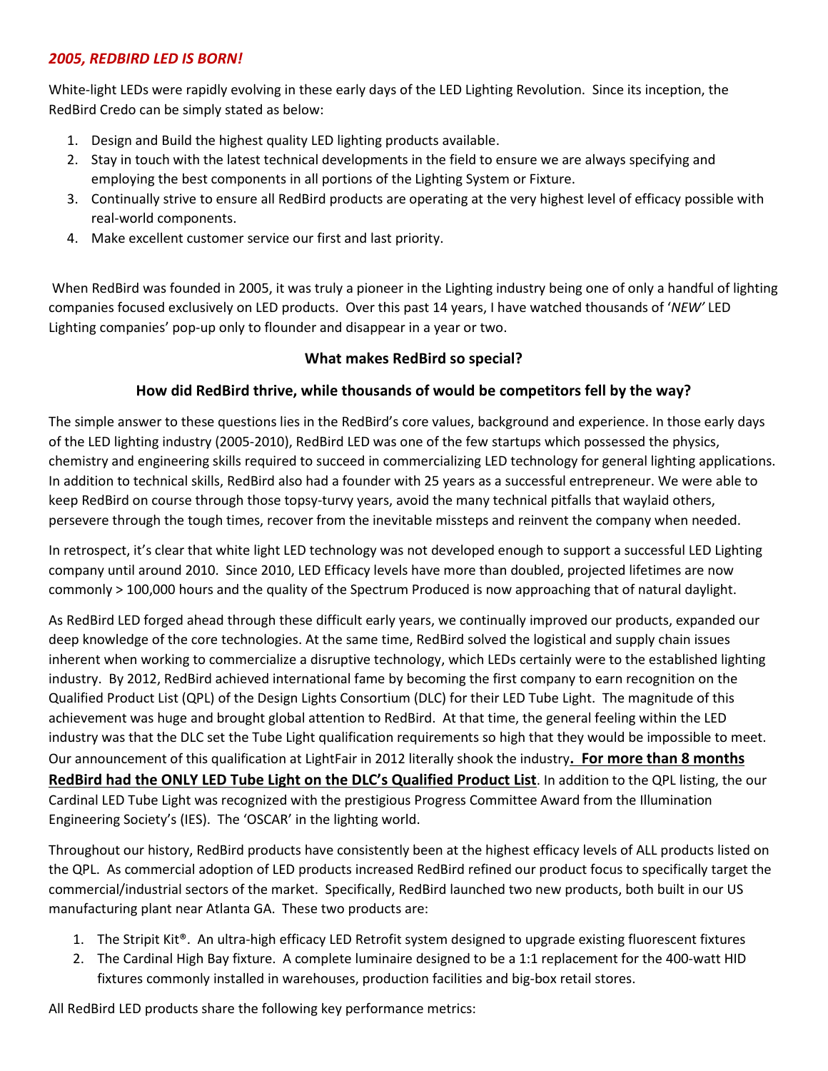## *2005, REDBIRD LED IS BORN!*

White-light LEDs were rapidly evolving in these early days of the LED Lighting Revolution. Since its inception, the RedBird Credo can be simply stated as below:

1. Design and Build the highest quality LED lighting products available.
2. Stay in touch with the latest technical developments in the field to ensure we are always specifying and employing the best components in all portions of the Lighting System or Fixture.
3. Continually strive to ensure all RedBird products are operating at the very highest level of efficacy possible with real-world components.
4. Make excellent customer service our first and last priority.

When RedBird was founded in 2005, it was truly a pioneer in the Lighting industry being one of only a handful of lighting companies focused exclusively on LED products. Over this past 14 years, I have watched thousands of '*NEW'* LED Lighting companies' pop-up only to flounder and disappear in a year or two.

**What makes RedBird so special?**

**How did RedBird thrive, while thousands of would be competitors fell by the way?**

The simple answer to these questions lies in the RedBird's core values, background and experience. In those early days of the LED lighting industry (2005-2010), RedBird LED was one of the few startups which possessed the physics, chemistry and engineering skills required to succeed in commercializing LED technology for general lighting applications. In addition to technical skills, RedBird also had a founder with 25 years as a successful entrepreneur. We were able to keep RedBird on course through those topsy-turvy years, avoid the many technical pitfalls that waylaid others, persevere through the tough times, recover from the inevitable missteps and reinvent the company when needed.

In retrospect, it's clear that white light LED technology was not developed enough to support a successful LED Lighting company until around 2010. Since 2010, LED Efficacy levels have more than doubled, projected lifetimes are now commonly > 100,000 hours and the quality of the Spectrum Produced is now approaching that of natural daylight.

As RedBird LED forged ahead through these difficult early years, we continually improved our products, expanded our deep knowledge of the core technologies. At the same time, RedBird solved the logistical and supply chain issues inherent when working to commercialize a disruptive technology, which LEDs certainly were to the established lighting industry. By 2012, RedBird achieved international fame by becoming the first company to earn recognition on the Qualified Product List (QPL) of the Design Lights Consortium (DLC) for their LED Tube Light. The magnitude of this achievement was huge and brought global attention to RedBird. At that time, the general feeling within the LED industry was that the DLC set the Tube Light qualification requirements so high that they would be impossible to meet. Our announcement of this qualification at LightFair in 2012 literally shook the industry**. For more than 8 months RedBird had the ONLY LED Tube Light on the DLC's Qualified Product List**. In addition to the QPL listing, the our Cardinal LED Tube Light was recognized with the prestigious Progress Committee Award from the Illumination Engineering Society's (IES). The 'OSCAR' in the lighting world.

Throughout our history, RedBird products have consistently been at the highest efficacy levels of ALL products listed on the QPL. As commercial adoption of LED products increased RedBird refined our product focus to specifically target the commercial/industrial sectors of the market. Specifically, RedBird launched two new products, both built in our US manufacturing plant near Atlanta GA. These two products are:

1. The Stripit Kit®. An ultra-high efficacy LED Retrofit system designed to upgrade existing fluorescent fixtures
2. The Cardinal High Bay fixture. A complete luminaire designed to be a 1:1 replacement for the 400-watt HID fixtures commonly installed in warehouses, production facilities and big-box retail stores.

All RedBird LED products share the following key performance metrics: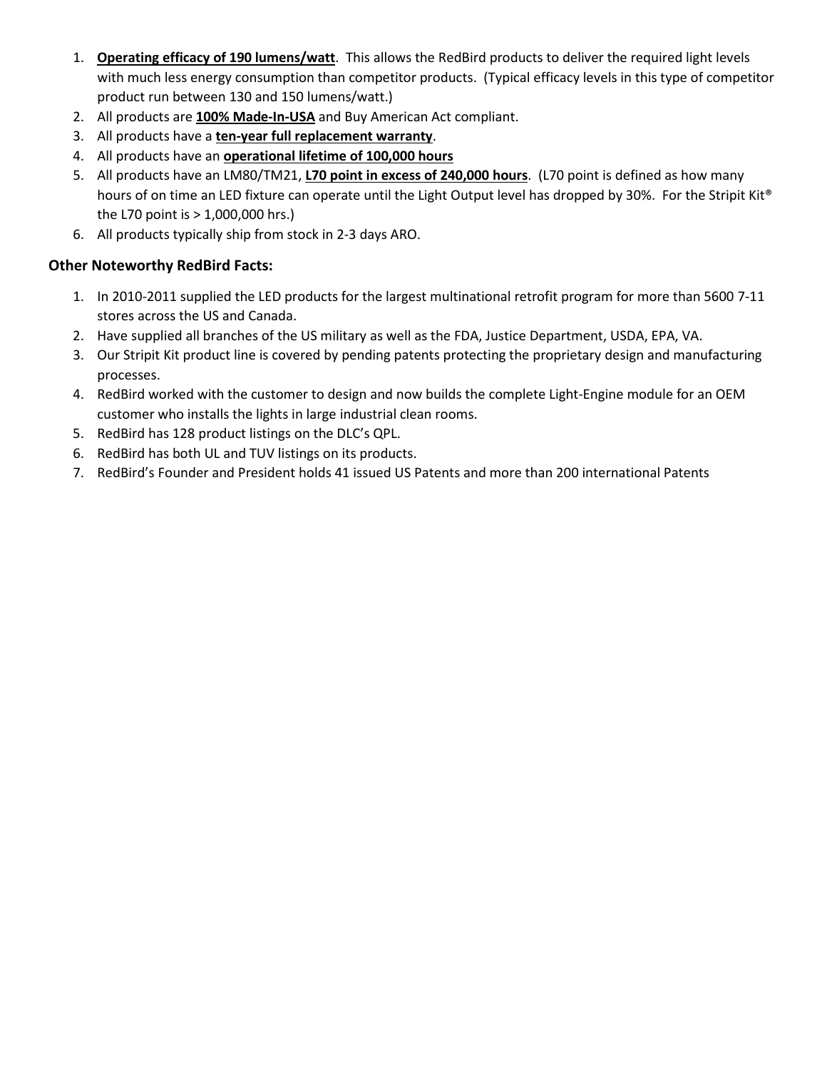1. **Operating efficacy of 190 lumens/watt**. This allows the RedBird products to deliver the required light levels with much less energy consumption than competitor products. (Typical efficacy levels in this type of competitor product run between 130 and 150 lumens/watt.)
2. All products are **100% Made-In-USA** and Buy American Act compliant.
3. All products have a **ten-year full replacement warranty**.
4. All products have an **operational lifetime of 100,000 hours**
5. All products have an LM80/TM21, **L70 point in excess of 240,000 hours**. (L70 point is defined as how many hours of on time an LED fixture can operate until the Light Output level has dropped by 30%. For the Stripit Kit® the L70 point is > 1,000,000 hrs.)
6. All products typically ship from stock in 2-3 days ARO.

### Other Noteworthy RedBird Facts:

1. In 2010-2011 supplied the LED products for the largest multinational retrofit program for more than 5600 7-11 stores across the US and Canada.
2. Have supplied all branches of the US military as well as the FDA, Justice Department, USDA, EPA, VA.
3. Our Stripit Kit product line is covered by pending patents protecting the proprietary design and manufacturing processes.
4. RedBird worked with the customer to design and now builds the complete Light-Engine module for an OEM customer who installs the lights in large industrial clean rooms.
5. RedBird has 128 product listings on the DLC's QPL.
6. RedBird has both UL and TUV listings on its products.
7. RedBird's Founder and President holds 41 issued US Patents and more than 200 international Patents